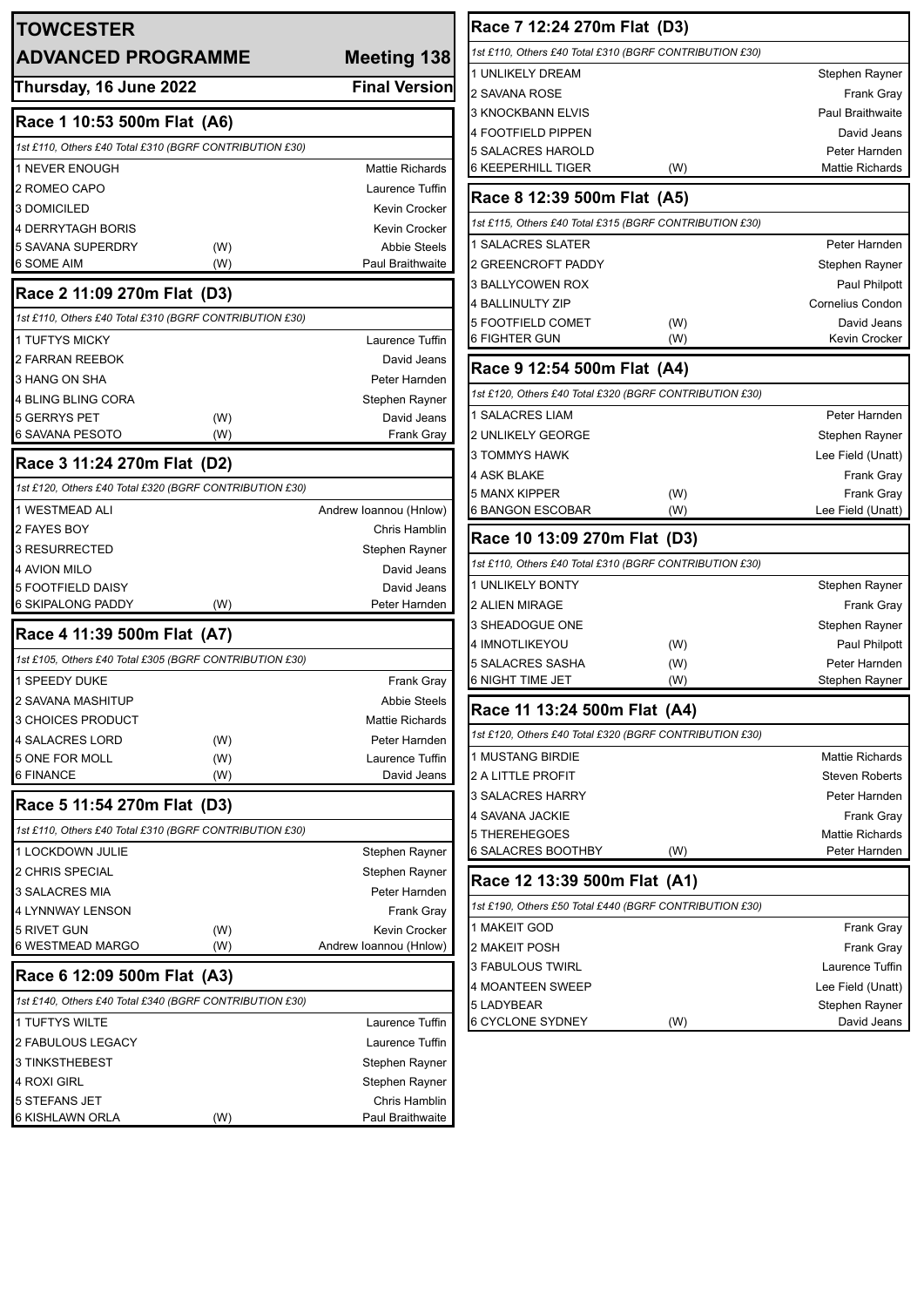# TOWCESTER

## ADVANCED PROGRAMME — Meeting 138

**Thursday, 16 June 2022 — Final Version**

### Race 1 10:53 500m Flat (A6)

*1st £110, Others £40 Total £310 (BGRF CONTRIBUTION £30)*

| Trap | Greyhound | | Trainer |
|---|---|---|---|
| 1 | NEVER ENOUGH | | Mattie Richards |
| 2 | ROMEO CAPO | | Laurence Tuffin |
| 3 | DOMICILED | | Kevin Crocker |
| 4 | DERRYTAGH BORIS | | Kevin Crocker |
| 5 | SAVANA SUPERDRY | (W) | Abbie Steels |
| 6 | SOME AIM | (W) | Paul Braithwaite |

### Race 2 11:09 270m Flat (D3)

*1st £110, Others £40 Total £310 (BGRF CONTRIBUTION £30)*

| Trap | Greyhound | | Trainer |
|---|---|---|---|
| 1 | TUFTYS MICKY | | Laurence Tuffin |
| 2 | FARRAN REEBOK | | David Jeans |
| 3 | HANG ON SHA | | Peter Harnden |
| 4 | BLING BLING CORA | | Stephen Rayner |
| 5 | GERRYS PET | (W) | David Jeans |
| 6 | SAVANA PESOTO | (W) | Frank Gray |

### Race 3 11:24 270m Flat (D2)

*1st £120, Others £40 Total £320 (BGRF CONTRIBUTION £30)*

| Trap | Greyhound | | Trainer |
|---|---|---|---|
| 1 | WESTMEAD ALI | | Andrew Ioannou (Hnlow) |
| 2 | FAYES BOY | | Chris Hamblin |
| 3 | RESURRECTED | | Stephen Rayner |
| 4 | AVION MILO | | David Jeans |
| 5 | FOOTFIELD DAISY | | David Jeans |
| 6 | SKIPALONG PADDY | (W) | Peter Harnden |

### Race 4 11:39 500m Flat (A7)

*1st £105, Others £40 Total £305 (BGRF CONTRIBUTION £30)*

| Trap | Greyhound | | Trainer |
|---|---|---|---|
| 1 | SPEEDY DUKE | | Frank Gray |
| 2 | SAVANA MASHITUP | | Abbie Steels |
| 3 | CHOICES PRODUCT | | Mattie Richards |
| 4 | SALACRES LORD | (W) | Peter Harnden |
| 5 | ONE FOR MOLL | (W) | Laurence Tuffin |
| 6 | FINANCE | (W) | David Jeans |

### Race 5 11:54 270m Flat (D3)

*1st £110, Others £40 Total £310 (BGRF CONTRIBUTION £30)*

| Trap | Greyhound | | Trainer |
|---|---|---|---|
| 1 | LOCKDOWN JULIE | | Stephen Rayner |
| 2 | CHRIS SPECIAL | | Stephen Rayner |
| 3 | SALACRES MIA | | Peter Harnden |
| 4 | LYNNWAY LENSON | | Frank Gray |
| 5 | RIVET GUN | (W) | Kevin Crocker |
| 6 | WESTMEAD MARGO | (W) | Andrew Ioannou (Hnlow) |

### Race 6 12:09 500m Flat (A3)

*1st £140, Others £40 Total £340 (BGRF CONTRIBUTION £30)*

| Trap | Greyhound | | Trainer |
|---|---|---|---|
| 1 | TUFTYS WILTE | | Laurence Tuffin |
| 2 | FABULOUS LEGACY | | Laurence Tuffin |
| 3 | TINKSTHEBEST | | Stephen Rayner |
| 4 | ROXI GIRL | | Stephen Rayner |
| 5 | STEFANS JET | | Chris Hamblin |
| 6 | KISHLAWN ORLA | (W) | Paul Braithwaite |

### Race 7 12:24 270m Flat (D3)

*1st £110, Others £40 Total £310 (BGRF CONTRIBUTION £30)*

| Trap | Greyhound | | Trainer |
|---|---|---|---|
| 1 | UNLIKELY DREAM | | Stephen Rayner |
| 2 | SAVANA ROSE | | Frank Gray |
| 3 | KNOCKBANN ELVIS | | Paul Braithwaite |
| 4 | FOOTFIELD PIPPEN | | David Jeans |
| 5 | SALACRES HAROLD | | Peter Harnden |
| 6 | KEEPERHILL TIGER | (W) | Mattie Richards |

### Race 8 12:39 500m Flat (A5)

*1st £115, Others £40 Total £315 (BGRF CONTRIBUTION £30)*

| Trap | Greyhound | | Trainer |
|---|---|---|---|
| 1 | SALACRES SLATER | | Peter Harnden |
| 2 | GREENCROFT PADDY | | Stephen Rayner |
| 3 | BALLYCOWEN ROX | | Paul Philpott |
| 4 | BALLINULTY ZIP | | Cornelius Condon |
| 5 | FOOTFIELD COMET | (W) | David Jeans |
| 6 | FIGHTER GUN | (W) | Kevin Crocker |

### Race 9 12:54 500m Flat (A4)

*1st £120, Others £40 Total £320 (BGRF CONTRIBUTION £30)*

| Trap | Greyhound | | Trainer |
|---|---|---|---|
| 1 | SALACRES LIAM | | Peter Harnden |
| 2 | UNLIKELY GEORGE | | Stephen Rayner |
| 3 | TOMMYS HAWK | | Lee Field (Unatt) |
| 4 | ASK BLAKE | | Frank Gray |
| 5 | MANX KIPPER | (W) | Frank Gray |
| 6 | BANGON ESCOBAR | (W) | Lee Field (Unatt) |

### Race 10 13:09 270m Flat (D3)

*1st £110, Others £40 Total £310 (BGRF CONTRIBUTION £30)*

| Trap | Greyhound | | Trainer |
|---|---|---|---|
| 1 | UNLIKELY BONTY | | Stephen Rayner |
| 2 | ALIEN MIRAGE | | Frank Gray |
| 3 | SHEADOGUE ONE | | Stephen Rayner |
| 4 | IMNOTLIKEYOU | (W) | Paul Philpott |
| 5 | SALACRES SASHA | (W) | Peter Harnden |
| 6 | NIGHT TIME JET | (W) | Stephen Rayner |

### Race 11 13:24 500m Flat (A4)

*1st £120, Others £40 Total £320 (BGRF CONTRIBUTION £30)*

| Trap | Greyhound | | Trainer |
|---|---|---|---|
| 1 | MUSTANG BIRDIE | | Mattie Richards |
| 2 | A LITTLE PROFIT | | Steven Roberts |
| 3 | SALACRES HARRY | | Peter Harnden |
| 4 | SAVANA JACKIE | | Frank Gray |
| 5 | THEREHEGOES | | Mattie Richards |
| 6 | SALACRES BOOTHBY | (W) | Peter Harnden |

### Race 12 13:39 500m Flat (A1)

*1st £190, Others £50 Total £440 (BGRF CONTRIBUTION £30)*

| Trap | Greyhound | | Trainer |
|---|---|---|---|
| 1 | MAKEIT GOD | | Frank Gray |
| 2 | MAKEIT POSH | | Frank Gray |
| 3 | FABULOUS TWIRL | | Laurence Tuffin |
| 4 | MOANTEEN SWEEP | | Lee Field (Unatt) |
| 5 | LADYBEAR | | Stephen Rayner |
| 6 | CYCLONE SYDNEY | (W) | David Jeans |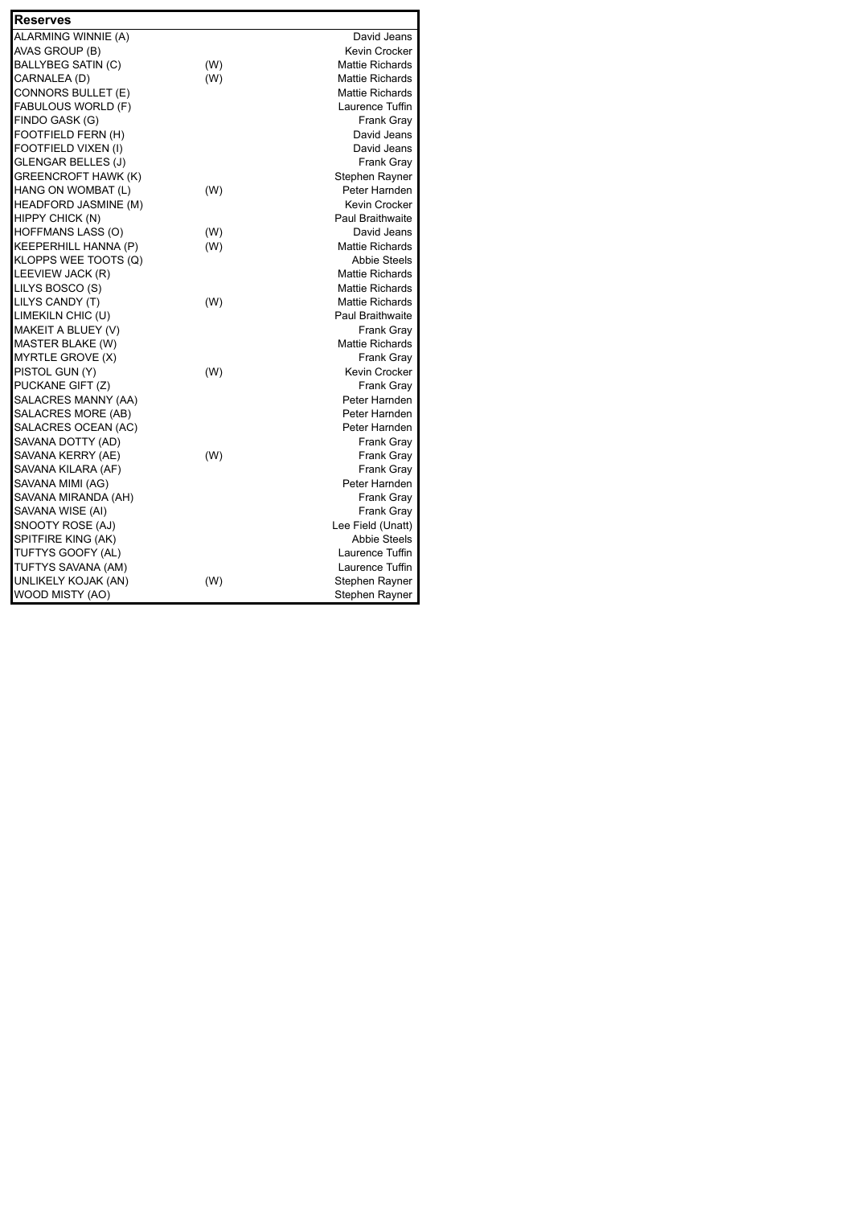| Reserves | | |
|---|---|---|
| ALARMING WINNIE (A) | | David Jeans |
| AVAS GROUP (B) | | Kevin Crocker |
| BALLYBEG SATIN (C) | (W) | Mattie Richards |
| CARNALEA (D) | (W) | Mattie Richards |
| CONNORS BULLET (E) | | Mattie Richards |
| FABULOUS WORLD (F) | | Laurence Tuffin |
| FINDO GASK (G) | | Frank Gray |
| FOOTFIELD FERN (H) | | David Jeans |
| FOOTFIELD VIXEN (I) | | David Jeans |
| GLENGAR BELLES (J) | | Frank Gray |
| GREENCROFT HAWK (K) | | Stephen Rayner |
| HANG ON WOMBAT (L) | (W) | Peter Harnden |
| HEADFORD JASMINE (M) | | Kevin Crocker |
| HIPPY CHICK (N) | | Paul Braithwaite |
| HOFFMANS LASS (O) | (W) | David Jeans |
| KEEPERHILL HANNA (P) | (W) | Mattie Richards |
| KLOPPS WEE TOOTS (Q) | | Abbie Steels |
| LEEVIEW JACK (R) | | Mattie Richards |
| LILYS BOSCO (S) | | Mattie Richards |
| LILYS CANDY (T) | (W) | Mattie Richards |
| LIMEKILN CHIC (U) | | Paul Braithwaite |
| MAKEIT A BLUEY (V) | | Frank Gray |
| MASTER BLAKE (W) | | Mattie Richards |
| MYRTLE GROVE (X) | | Frank Gray |
| PISTOL GUN (Y) | (W) | Kevin Crocker |
| PUCKANE GIFT (Z) | | Frank Gray |
| SALACRES MANNY (AA) | | Peter Harnden |
| SALACRES MORE (AB) | | Peter Harnden |
| SALACRES OCEAN (AC) | | Peter Harnden |
| SAVANA DOTTY (AD) | | Frank Gray |
| SAVANA KERRY (AE) | (W) | Frank Gray |
| SAVANA KILARA (AF) | | Frank Gray |
| SAVANA MIMI (AG) | | Peter Harnden |
| SAVANA MIRANDA (AH) | | Frank Gray |
| SAVANA WISE (AI) | | Frank Gray |
| SNOOTY ROSE (AJ) | | Lee Field (Unatt) |
| SPITFIRE KING (AK) | | Abbie Steels |
| TUFTYS GOOFY (AL) | | Laurence Tuffin |
| TUFTYS SAVANA (AM) | | Laurence Tuffin |
| UNLIKELY KOJAK (AN) | (W) | Stephen Rayner |
| WOOD MISTY (AO) | | Stephen Rayner |